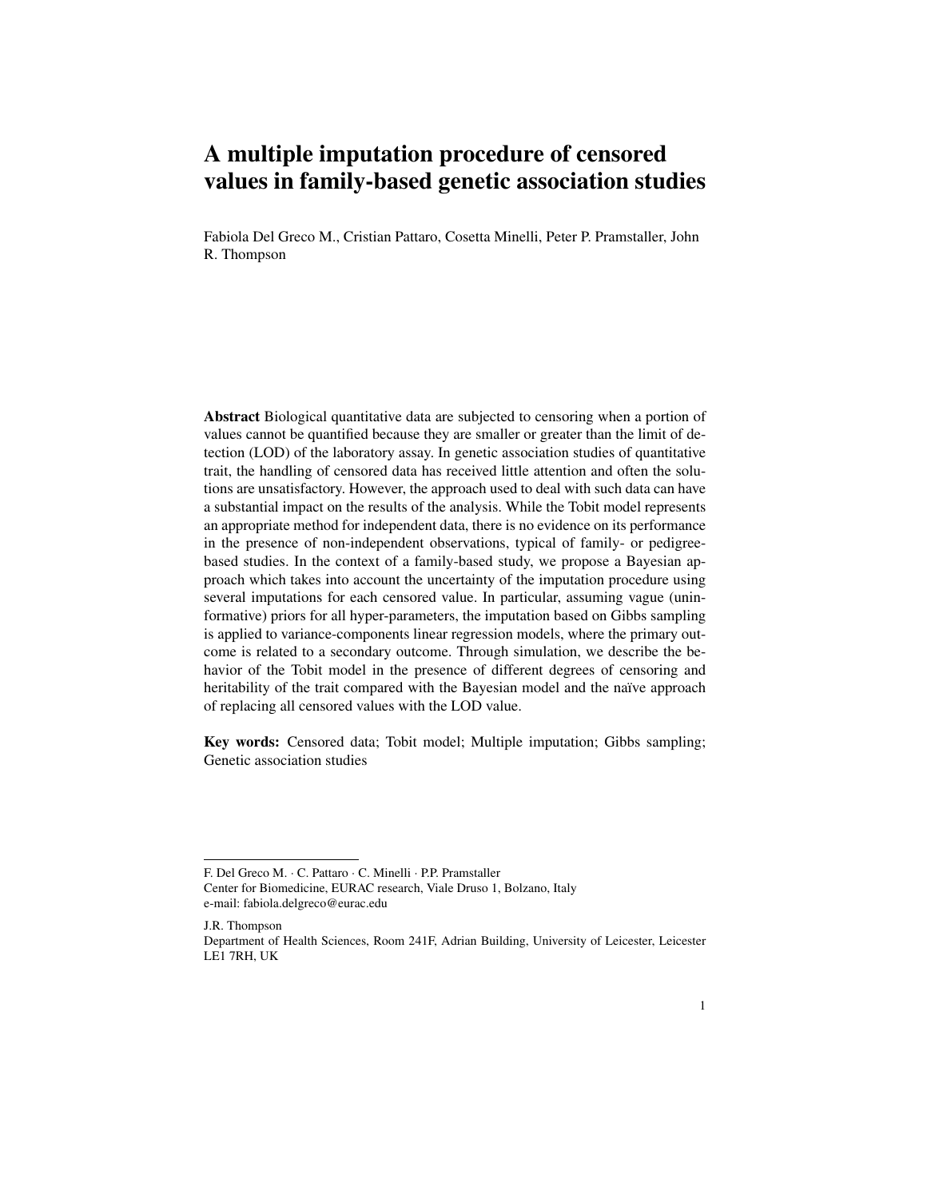# A multiple imputation procedure of censored values in family-based genetic association studies

Fabiola Del Greco M., Cristian Pattaro, Cosetta Minelli, Peter P. Pramstaller, John R. Thompson

**Abstract** Biological quantitative data are subjected to censoring when a portion of values cannot be quantified because they are smaller or greater than the limit of detection (LOD) of the laboratory assay. In genetic association studies of quantitative trait, the handling of censored data has received little attention and often the solutions are unsatisfactory. However, the approach used to deal with such data can have a substantial impact on the results of the analysis. While the Tobit model represents an appropriate method for independent data, there is no evidence on its performance in the presence of non-independent observations, typical of family- or pedigree-based studies. In the context of a family-based study, we propose a Bayesian approach which takes into account the uncertainty of the imputation procedure using several imputations for each censored value. In particular, assuming vague (uninformative) priors for all hyper-parameters, the imputation based on Gibbs sampling is applied to variance-components linear regression models, where the primary outcome is related to a secondary outcome. Through simulation, we describe the behavior of the Tobit model in the presence of different degrees of censoring and heritability of the trait compared with the Bayesian model and the naïve approach of replacing all censored values with the LOD value.

**Key words:** Censored data; Tobit model; Multiple imputation; Gibbs sampling; Genetic association studies

---

F. Del Greco M. · C. Pattaro · C. Minelli · P.P. Pramstaller
Center for Biomedicine, EURAC research, Viale Druso 1, Bolzano, Italy
e-mail: fabiola.delgreco@eurac.edu

J.R. Thompson
Department of Health Sciences, Room 241F, Adrian Building, University of Leicester, Leicester LE1 7RH, UK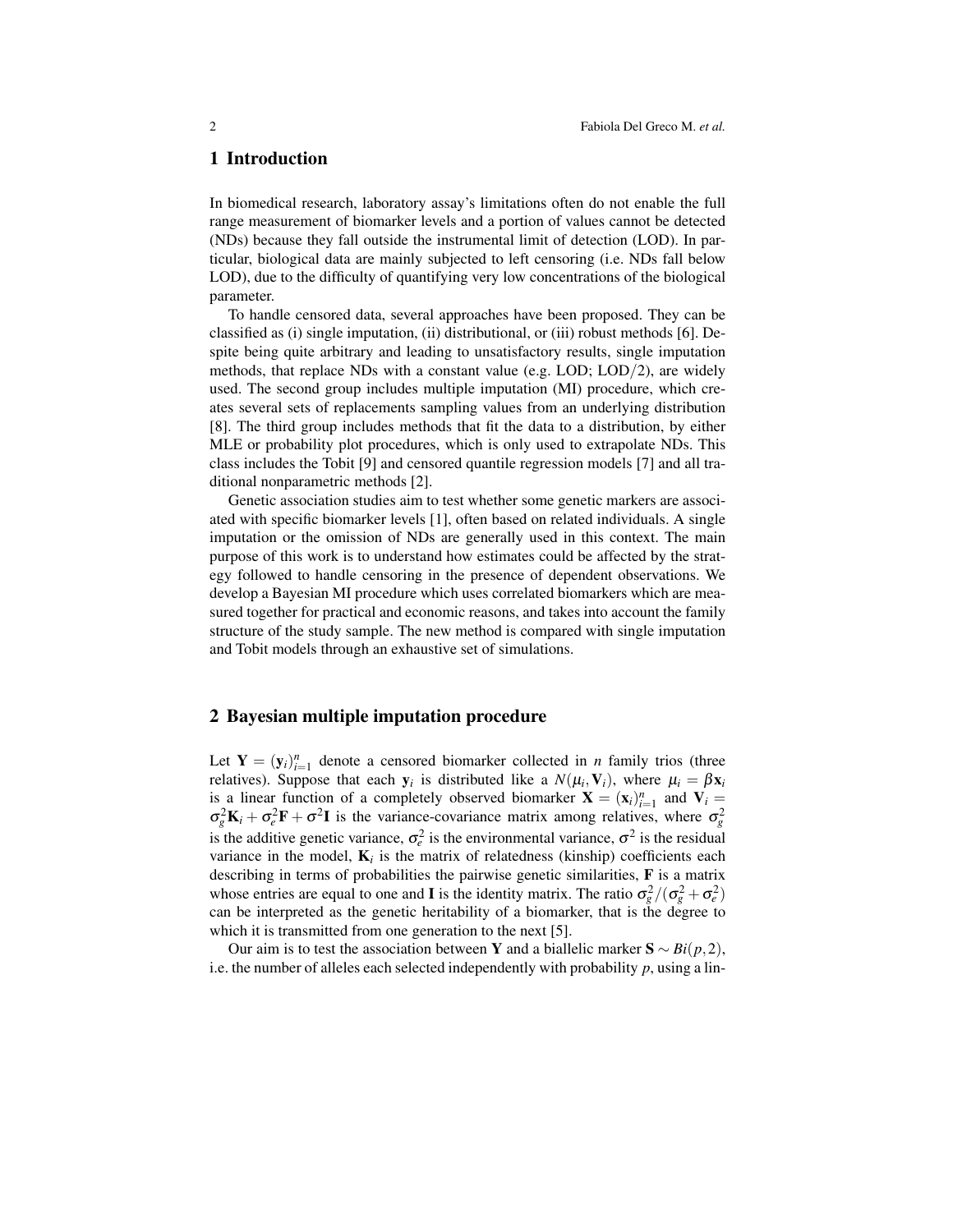## 1 Introduction

In biomedical research, laboratory assay's limitations often do not enable the full range measurement of biomarker levels and a portion of values cannot be detected (NDs) because they fall outside the instrumental limit of detection (LOD). In particular, biological data are mainly subjected to left censoring (i.e. NDs fall below LOD), due to the difficulty of quantifying very low concentrations of the biological parameter.

To handle censored data, several approaches have been proposed. They can be classified as (i) single imputation, (ii) distributional, or (iii) robust methods [6]. Despite being quite arbitrary and leading to unsatisfactory results, single imputation methods, that replace NDs with a constant value (e.g. LOD; LOD/2), are widely used. The second group includes multiple imputation (MI) procedure, which creates several sets of replacements sampling values from an underlying distribution [8]. The third group includes methods that fit the data to a distribution, by either MLE or probability plot procedures, which is only used to extrapolate NDs. This class includes the Tobit [9] and censored quantile regression models [7] and all traditional nonparametric methods [2].

Genetic association studies aim to test whether some genetic markers are associated with specific biomarker levels [1], often based on related individuals. A single imputation or the omission of NDs are generally used in this context. The main purpose of this work is to understand how estimates could be affected by the strategy followed to handle censoring in the presence of dependent observations. We develop a Bayesian MI procedure which uses correlated biomarkers which are measured together for practical and economic reasons, and takes into account the family structure of the study sample. The new method is compared with single imputation and Tobit models through an exhaustive set of simulations.

## 2 Bayesian multiple imputation procedure

Let $\mathbf{Y} = (\mathbf{y}_i)_{i=1}^n$ denote a censored biomarker collected in $n$ family trios (three relatives). Suppose that each $\mathbf{y}_i$ is distributed like a $N(\mu_i, \mathbf{V}_i)$, where $\mu_i = \beta \mathbf{x}_i$ is a linear function of a completely observed biomarker $\mathbf{X} = (\mathbf{x}_i)_{i=1}^n$ and $\mathbf{V}_i = \sigma_g^2 \mathbf{K}_i + \sigma_e^2 \mathbf{F} + \sigma^2 \mathbf{I}$ is the variance-covariance matrix among relatives, where $\sigma_g^2$ is the additive genetic variance, $\sigma_e^2$ is the environmental variance, $\sigma^2$ is the residual variance in the model, $\mathbf{K}_i$ is the matrix of relatedness (kinship) coefficients each describing in terms of probabilities the pairwise genetic similarities, $\mathbf{F}$ is a matrix whose entries are equal to one and $\mathbf{I}$ is the identity matrix. The ratio $\sigma_g^2/(\sigma_g^2 + \sigma_e^2)$ can be interpreted as the genetic heritability of a biomarker, that is the degree to which it is transmitted from one generation to the next [5].

Our aim is to test the association between $\mathbf{Y}$ and a biallelic marker $\mathbf{S} \sim Bi(p, 2)$, i.e. the number of alleles each selected independently with probability $p$, using a lin-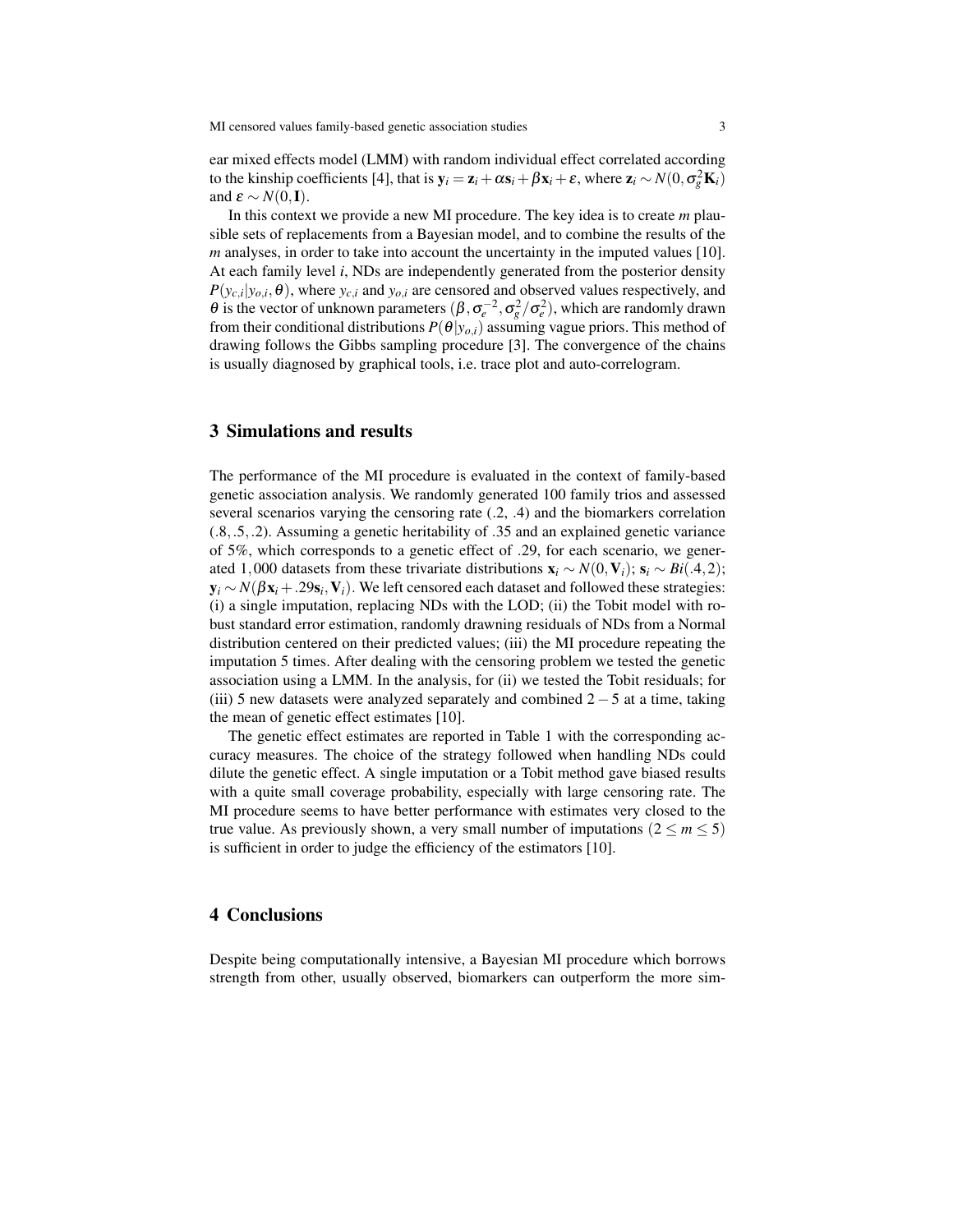ear mixed effects model (LMM) with random individual effect correlated according to the kinship coefficients [4], that is $\mathbf{y}_i = \mathbf{z}_i + \alpha \mathbf{s}_i + \beta \mathbf{x}_i + \varepsilon$, where $\mathbf{z}_i \sim N(0, \sigma_g^2 \mathbf{K}_i)$ and $\varepsilon \sim N(0, \mathbf{I})$.

In this context we provide a new MI procedure. The key idea is to create $m$ plausible sets of replacements from a Bayesian model, and to combine the results of the $m$ analyses, in order to take into account the uncertainty in the imputed values [10]. At each family level $i$, NDs are independently generated from the posterior density $P(y_{c,i}|y_{o,i}, \theta)$, where $y_{c,i}$ and $y_{o,i}$ are censored and observed values respectively, and $\theta$ is the vector of unknown parameters $(\beta, \sigma_e^{-2}, \sigma_g^2/\sigma_e^2)$, which are randomly drawn from their conditional distributions $P(\theta|y_{o,i})$ assuming vague priors. This method of drawing follows the Gibbs sampling procedure [3]. The convergence of the chains is usually diagnosed by graphical tools, i.e. trace plot and auto-correlogram.

## 3 Simulations and results

The performance of the MI procedure is evaluated in the context of family-based genetic association analysis. We randomly generated 100 family trios and assessed several scenarios varying the censoring rate (.2, .4) and the biomarkers correlation (.8, .5, .2). Assuming a genetic heritability of .35 and an explained genetic variance of 5%, which corresponds to a genetic effect of .29, for each scenario, we generated 1,000 datasets from these trivariate distributions $\mathbf{x}_i \sim N(0, \mathbf{V}_i)$; $\mathbf{s}_i \sim Bi(.4, 2)$; $\mathbf{y}_i \sim N(\beta \mathbf{x}_i + .29 \mathbf{s}_i, \mathbf{V}_i)$. We left censored each dataset and followed these strategies: (i) a single imputation, replacing NDs with the LOD; (ii) the Tobit model with robust standard error estimation, randomly drawning residuals of NDs from a Normal distribution centered on their predicted values; (iii) the MI procedure repeating the imputation 5 times. After dealing with the censoring problem we tested the genetic association using a LMM. In the analysis, for (ii) we tested the Tobit residuals; for (iii) 5 new datasets were analyzed separately and combined $2-5$ at a time, taking the mean of genetic effect estimates [10].

The genetic effect estimates are reported in Table 1 with the corresponding accuracy measures. The choice of the strategy followed when handling NDs could dilute the genetic effect. A single imputation or a Tobit method gave biased results with a quite small coverage probability, especially with large censoring rate. The MI procedure seems to have better performance with estimates very closed to the true value. As previously shown, a very small number of imputations $(2 \leq m \leq 5)$ is sufficient in order to judge the efficiency of the estimators [10].

## 4 Conclusions

Despite being computationally intensive, a Bayesian MI procedure which borrows strength from other, usually observed, biomarkers can outperform the more sim-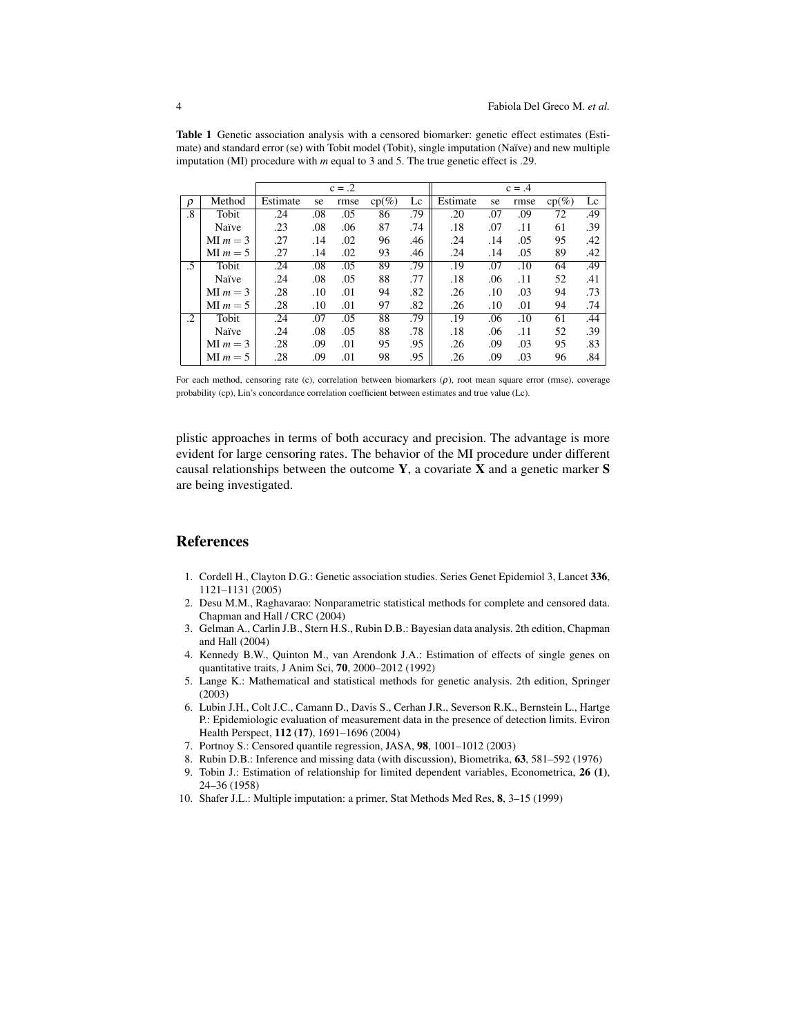**Table 1** Genetic association analysis with a censored biomarker: genetic effect estimates (Estimate) and standard error (se) with Tobit model (Tobit), single imputation (Naïve) and new multiple imputation (MI) procedure with *m* equal to 3 and 5. The true genetic effect is .29.

| | | c = .2 | | | | | c = .4 | | | | |
|---|---|---|---|---|---|---|---|---|---|---|---|
| $\rho$ | Method | Estimate | se | rmse | cp(%) | Lc | Estimate | se | rmse | cp(%) | Lc |
| .8 | Tobit | .24 | .08 | .05 | 86 | .79 | .20 | .07 | .09 | 72 | .49 |
| | Naïve | .23 | .08 | .06 | 87 | .74 | .18 | .07 | .11 | 61 | .39 |
| | MI $m = 3$ | .27 | .14 | .02 | 96 | .46 | .24 | .14 | .05 | 95 | .42 |
| | MI $m = 5$ | .27 | .14 | .02 | 93 | .46 | .24 | .14 | .05 | 89 | .42 |
| .5 | Tobit | .24 | .08 | .05 | 89 | .79 | .19 | .07 | .10 | 64 | .49 |
| | Naïve | .24 | .08 | .05 | 88 | .77 | .18 | .06 | .11 | 52 | .41 |
| | MI $m = 3$ | .28 | .10 | .01 | 94 | .82 | .26 | .10 | .03 | 94 | .73 |
| | MI $m = 5$ | .28 | .10 | .01 | 97 | .82 | .26 | .10 | .01 | 94 | .74 |
| .2 | Tobit | .24 | .07 | .05 | 88 | .79 | .19 | .06 | .10 | 61 | .44 |
| | Naïve | .24 | .08 | .05 | 88 | .78 | .18 | .06 | .11 | 52 | .39 |
| | MI $m = 3$ | .28 | .09 | .01 | 95 | .95 | .26 | .09 | .03 | 95 | .83 |
| | MI $m = 5$ | .28 | .09 | .01 | 98 | .95 | .26 | .09 | .03 | 96 | .84 |

For each method, censoring rate (c), correlation between biomarkers ($\rho$), root mean square error (rmse), coverage probability (cp), Lin's concordance correlation coefficient between estimates and true value (Lc).

plistic approaches in terms of both accuracy and precision. The advantage is more evident for large censoring rates. The behavior of the MI procedure under different causal relationships between the outcome **Y**, a covariate **X** and a genetic marker **S** are being investigated.

## References

1. Cordell H., Clayton D.G.: Genetic association studies. Series Genet Epidemiol 3, Lancet **336**, 1121–1131 (2005)
2. Desu M.M., Raghavarao: Nonparametric statistical methods for complete and censored data. Chapman and Hall / CRC (2004)
3. Gelman A., Carlin J.B., Stern H.S., Rubin D.B.: Bayesian data analysis. 2th edition, Chapman and Hall (2004)
4. Kennedy B.W., Quinton M., van Arendonk J.A.: Estimation of effects of single genes on quantitative traits, J Anim Sci, **70**, 2000–2012 (1992)
5. Lange K.: Mathematical and statistical methods for genetic analysis. 2th edition, Springer (2003)
6. Lubin J.H., Colt J.C., Camann D., Davis S., Cerhan J.R., Severson R.K., Bernstein L., Hartge P.: Epidemiologic evaluation of measurement data in the presence of detection limits. Eviron Health Perspect, **112 (17)**, 1691–1696 (2004)
7. Portnoy S.: Censored quantile regression, JASA, **98**, 1001–1012 (2003)
8. Rubin D.B.: Inference and missing data (with discussion), Biometrika, **63**, 581–592 (1976)
9. Tobin J.: Estimation of relationship for limited dependent variables, Econometrica, **26 (1)**, 24–36 (1958)
10. Shafer J.L.: Multiple imputation: a primer, Stat Methods Med Res, **8**, 3–15 (1999)